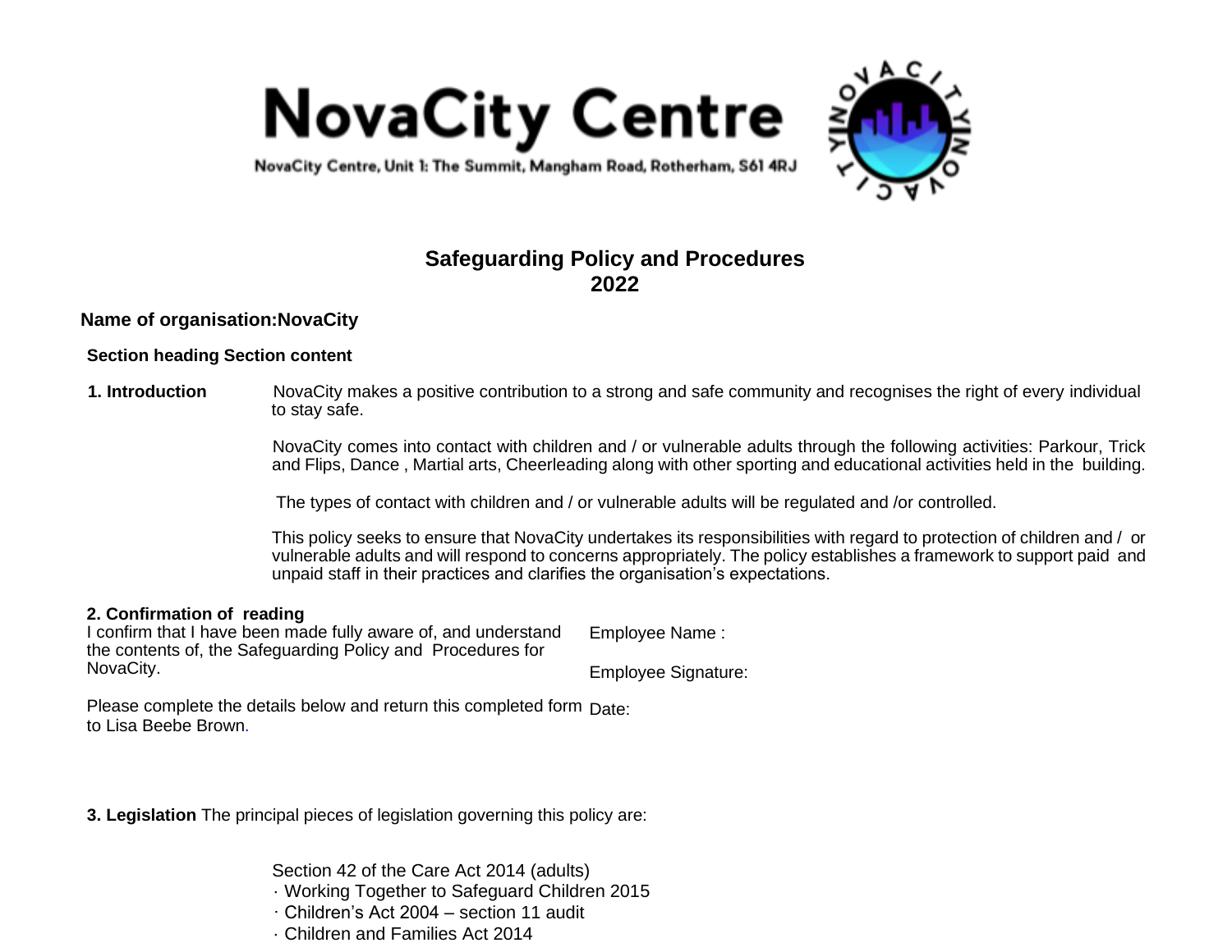# NovaCity Centre

NovaCity Centre, Unit 1: The Summit, Mangham Road, Rotherham, S61 4RJ

## Safeguarding Policy and Procedures
## 2022

**Name of organisation:NovaCity**

**Section heading Section content**

**1. Introduction**

NovaCity makes a positive contribution to a strong and safe community and recognises the right of every individual to stay safe.

NovaCity comes into contact with children and / or vulnerable adults through the following activities: Parkour, Trick and Flips, Dance , Martial arts, Cheerleading along with other sporting and educational activities held in the building.

The types of contact with children and / or vulnerable adults will be regulated and /or controlled.

This policy seeks to ensure that NovaCity undertakes its responsibilities with regard to protection of children and / or vulnerable adults and will respond to concerns appropriately. The policy establishes a framework to support paid and unpaid staff in their practices and clarifies the organisation's expectations.

**2. Confirmation of reading**

I confirm that I have been made fully aware of, and understand the contents of, the Safeguarding Policy and Procedures for NovaCity.

Please complete the details below and return this completed form to Lisa Beebe Brown.

Employee Name :

Employee Signature:

Date:

**3. Legislation** The principal pieces of legislation governing this policy are:

Section 42 of the Care Act 2014 (adults)
- Working Together to Safeguard Children 2015
- Children's Act 2004 – section 11 audit
- Children and Families Act 2014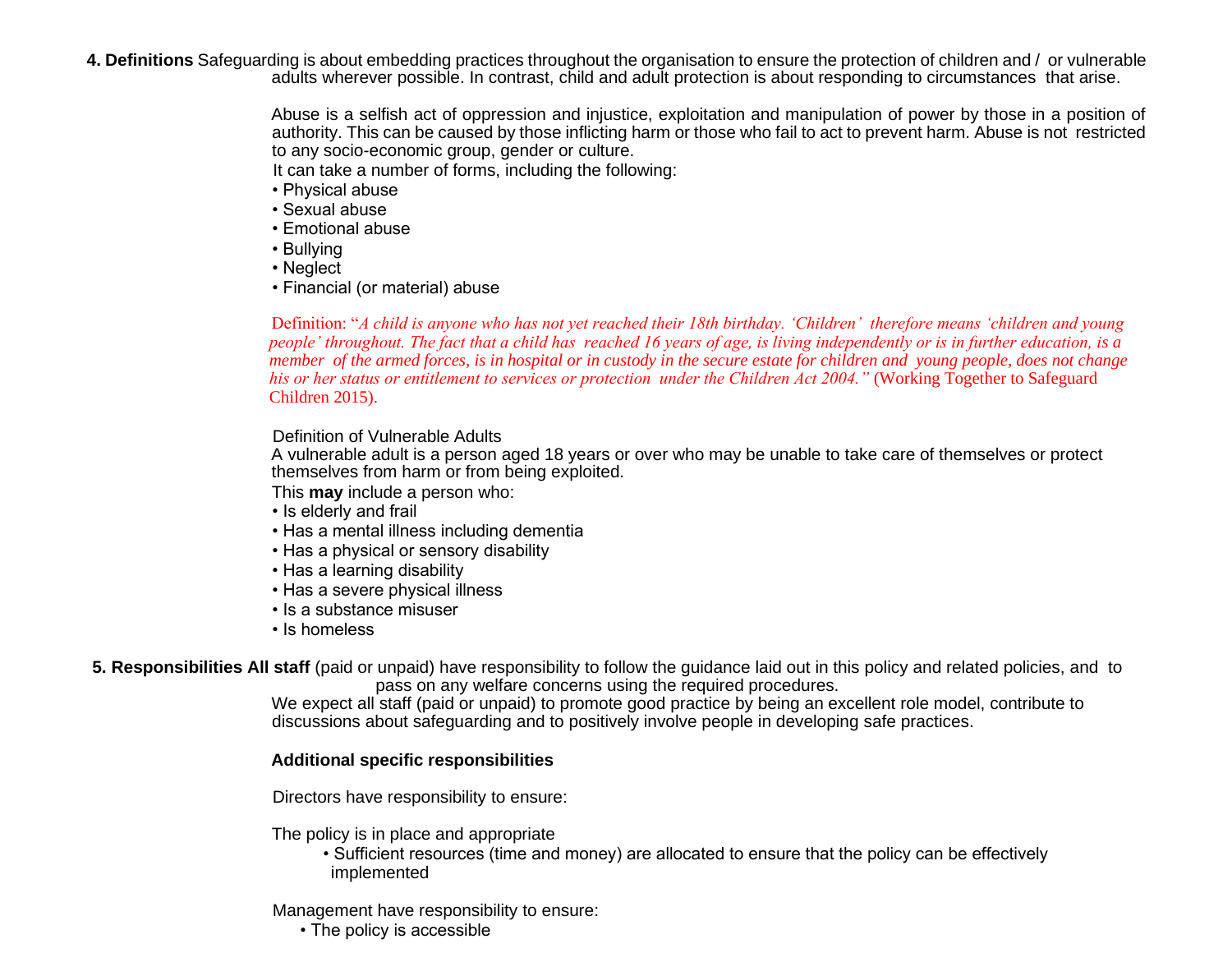**4. Definitions** Safeguarding is about embedding practices throughout the organisation to ensure the protection of children and / or vulnerable adults wherever possible. In contrast, child and adult protection is about responding to circumstances that arise.

Abuse is a selfish act of oppression and injustice, exploitation and manipulation of power by those in a position of authority. This can be caused by those inflicting harm or those who fail to act to prevent harm. Abuse is not restricted to any socio-economic group, gender or culture.

It can take a number of forms, including the following:

- Physical abuse
- Sexual abuse
- Emotional abuse
- Bullying
- Neglect
- Financial (or material) abuse

Definition: "*A child is anyone who has not yet reached their 18th birthday. 'Children' therefore means 'children and young people' throughout. The fact that a child has reached 16 years of age, is living independently or is in further education, is a member of the armed forces, is in hospital or in custody in the secure estate for children and young people, does not change his or her status or entitlement to services or protection under the Children Act 2004."* (Working Together to Safeguard Children 2015).

Definition of Vulnerable Adults

A vulnerable adult is a person aged 18 years or over who may be unable to take care of themselves or protect themselves from harm or from being exploited.

This **may** include a person who:

- Is elderly and frail
- Has a mental illness including dementia
- Has a physical or sensory disability
- Has a learning disability
- Has a severe physical illness
- Is a substance misuser
- Is homeless

**5. Responsibilities All staff** (paid or unpaid) have responsibility to follow the guidance laid out in this policy and related policies, and to pass on any welfare concerns using the required procedures.

We expect all staff (paid or unpaid) to promote good practice by being an excellent role model, contribute to discussions about safeguarding and to positively involve people in developing safe practices.

**Additional specific responsibilities**

Directors have responsibility to ensure:

The policy is in place and appropriate

- Sufficient resources (time and money) are allocated to ensure that the policy can be effectively implemented

Management have responsibility to ensure:

- The policy is accessible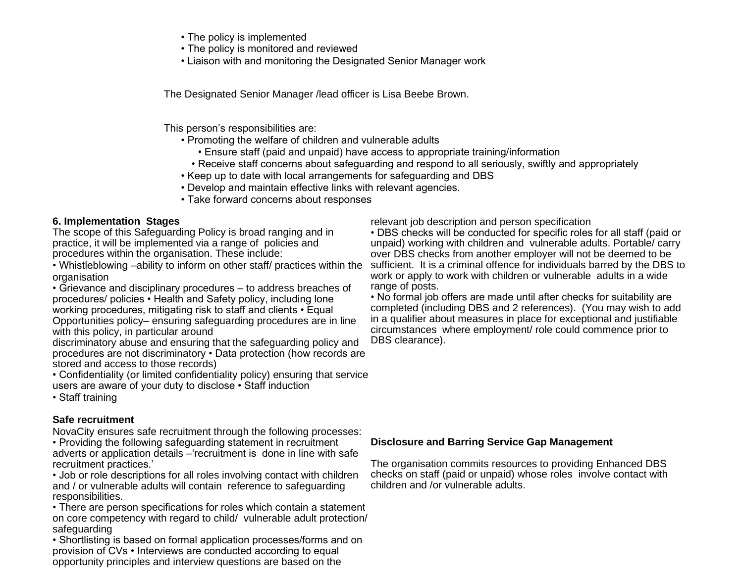- The policy is implemented
- The policy is monitored and reviewed
- Liaison with and monitoring the Designated Senior Manager work

The Designated Senior Manager /lead officer is Lisa Beebe Brown.

This person's responsibilities are:

- Promoting the welfare of children and vulnerable adults
- Ensure staff (paid and unpaid) have access to appropriate training/information
- Receive staff concerns about safeguarding and respond to all seriously, swiftly and appropriately
- Keep up to date with local arrangements for safeguarding and DBS
- Develop and maintain effective links with relevant agencies.
- Take forward concerns about responses

**6. Implementation Stages**

The scope of this Safeguarding Policy is broad ranging and in practice, it will be implemented via a range of policies and procedures within the organisation. These include:

- Whistleblowing –ability to inform on other staff/ practices within the organisation
- Grievance and disciplinary procedures – to address breaches of procedures/ policies
- Health and Safety policy, including lone working procedures, mitigating risk to staff and clients
- Equal Opportunities policy– ensuring safeguarding procedures are in line with this policy, in particular around discriminatory abuse and ensuring that the safeguarding policy and procedures are not discriminatory
- Data protection (how records are stored and access to those records)
- Confidentiality (or limited confidentiality policy) ensuring that service users are aware of your duty to disclose
- Staff induction
- Staff training

**Safe recruitment**

NovaCity ensures safe recruitment through the following processes:

- Providing the following safeguarding statement in recruitment adverts or application details –'recruitment is done in line with safe recruitment practices.'
- Job or role descriptions for all roles involving contact with children and / or vulnerable adults will contain reference to safeguarding responsibilities.
- There are person specifications for roles which contain a statement on core competency with regard to child/ vulnerable adult protection/ safeguarding
- Shortlisting is based on formal application processes/forms and on provision of CVs
- Interviews are conducted according to equal opportunity principles and interview questions are based on the relevant job description and person specification
- DBS checks will be conducted for specific roles for all staff (paid or unpaid) working with children and vulnerable adults. Portable/ carry over DBS checks from another employer will not be deemed to be sufficient. It is a criminal offence for individuals barred by the DBS to work or apply to work with children or vulnerable adults in a wide range of posts.
- No formal job offers are made until after checks for suitability are completed (including DBS and 2 references). (You may wish to add in a qualifier about measures in place for exceptional and justifiable circumstances where employment/ role could commence prior to DBS clearance).

**Disclosure and Barring Service Gap Management**

The organisation commits resources to providing Enhanced DBS checks on staff (paid or unpaid) whose roles involve contact with children and /or vulnerable adults.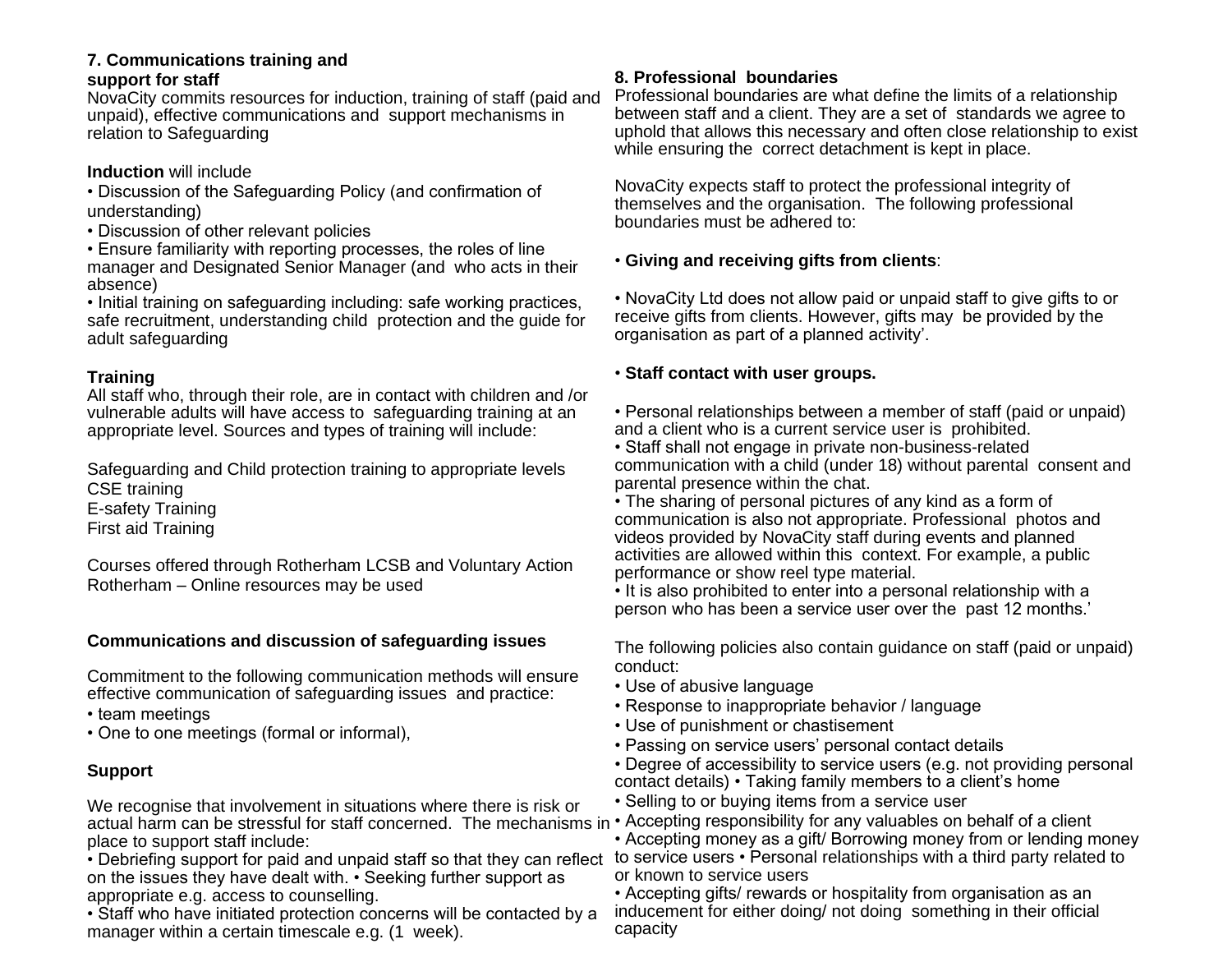## 7. Communications training and support for staff

NovaCity commits resources for induction, training of staff (paid and unpaid), effective communications and support mechanisms in relation to Safeguarding

**Induction** will include

- Discussion of the Safeguarding Policy (and confirmation of understanding)
- Discussion of other relevant policies
- Ensure familiarity with reporting processes, the roles of line manager and Designated Senior Manager (and who acts in their absence)
- Initial training on safeguarding including: safe working practices, safe recruitment, understanding child protection and the guide for adult safeguarding

**Training**

All staff who, through their role, are in contact with children and /or vulnerable adults will have access to safeguarding training at an appropriate level. Sources and types of training will include:

Safeguarding and Child protection training to appropriate levels
CSE training
E-safety Training
First aid Training

Courses offered through Rotherham LCSB and Voluntary Action Rotherham – Online resources may be used

**Communications and discussion of safeguarding issues**

Commitment to the following communication methods will ensure effective communication of safeguarding issues and practice:

- team meetings
- One to one meetings (formal or informal),

**Support**

We recognise that involvement in situations where there is risk or actual harm can be stressful for staff concerned. The mechanisms in place to support staff include:

- Debriefing support for paid and unpaid staff so that they can reflect on the issues they have dealt with.
- Seeking further support as appropriate e.g. access to counselling.
- Staff who have initiated protection concerns will be contacted by a manager within a certain timescale e.g. (1 week).

## 8. Professional boundaries

Professional boundaries are what define the limits of a relationship between staff and a client. They are a set of standards we agree to uphold that allows this necessary and often close relationship to exist while ensuring the correct detachment is kept in place.

NovaCity expects staff to protect the professional integrity of themselves and the organisation. The following professional boundaries must be adhered to:

- **Giving and receiving gifts from clients**:

- NovaCity Ltd does not allow paid or unpaid staff to give gifts to or receive gifts from clients. However, gifts may be provided by the organisation as part of a planned activity'.

- **Staff contact with user groups.**

- Personal relationships between a member of staff (paid or unpaid) and a client who is a current service user is prohibited.
- Staff shall not engage in private non-business-related communication with a child (under 18) without parental consent and parental presence within the chat.
- The sharing of personal pictures of any kind as a form of communication is also not appropriate. Professional photos and videos provided by NovaCity staff during events and planned activities are allowed within this context. For example, a public performance or show reel type material.
- It is also prohibited to enter into a personal relationship with a person who has been a service user over the past 12 months.'

The following policies also contain guidance on staff (paid or unpaid) conduct:

- Use of abusive language
- Response to inappropriate behavior / language
- Use of punishment or chastisement
- Passing on service users' personal contact details
- Degree of accessibility to service users (e.g. not providing personal contact details)
- Taking family members to a client's home
- Selling to or buying items from a service user
- Accepting responsibility for any valuables on behalf of a client
- Accepting money as a gift/ Borrowing money from or lending money to service users
- Personal relationships with a third party related to or known to service users
- Accepting gifts/ rewards or hospitality from organisation as an inducement for either doing/ not doing something in their official capacity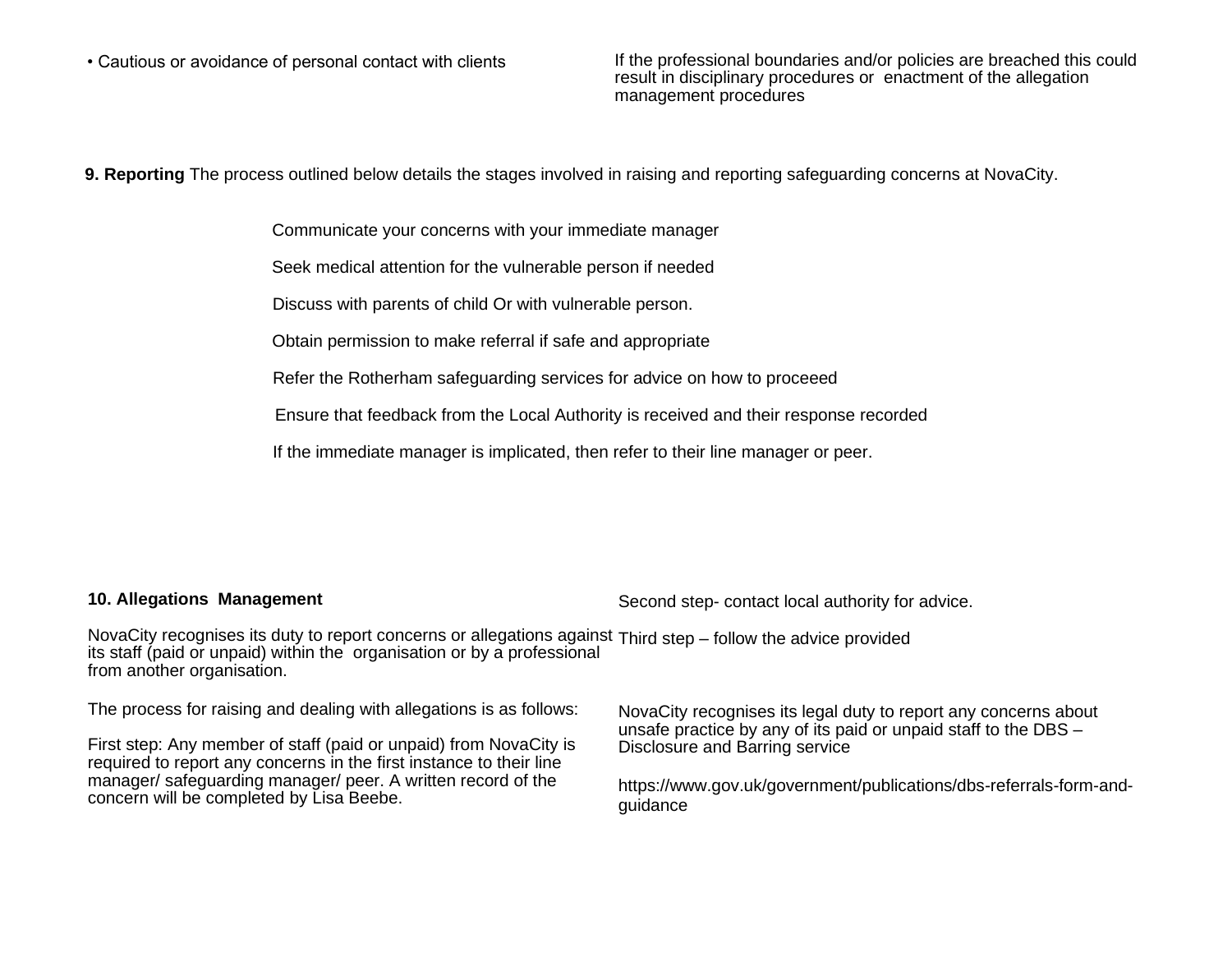• Cautious or avoidance of personal contact with clients

If the professional boundaries and/or policies are breached this could result in disciplinary procedures or enactment of the allegation management procedures

**9. Reporting** The process outlined below details the stages involved in raising and reporting safeguarding concerns at NovaCity.

Communicate your concerns with your immediate manager

Seek medical attention for the vulnerable person if needed

Discuss with parents of child Or with vulnerable person.

Obtain permission to make referral if safe and appropriate

Refer the Rotherham safeguarding services for advice on how to proceeed

Ensure that feedback from the Local Authority is received and their response recorded

If the immediate manager is implicated, then refer to their line manager or peer.

**10. Allegations Management**

NovaCity recognises its duty to report concerns or allegations against its staff (paid or unpaid) within the organisation or by a professional from another organisation.

The process for raising and dealing with allegations is as follows:

First step: Any member of staff (paid or unpaid) from NovaCity is required to report any concerns in the first instance to their line manager/ safeguarding manager/ peer. A written record of the concern will be completed by Lisa Beebe.

Second step- contact local authority for advice.

Third step – follow the advice provided

NovaCity recognises its legal duty to report any concerns about unsafe practice by any of its paid or unpaid staff to the DBS – Disclosure and Barring service

https://www.gov.uk/government/publications/dbs-referrals-form-and-guidance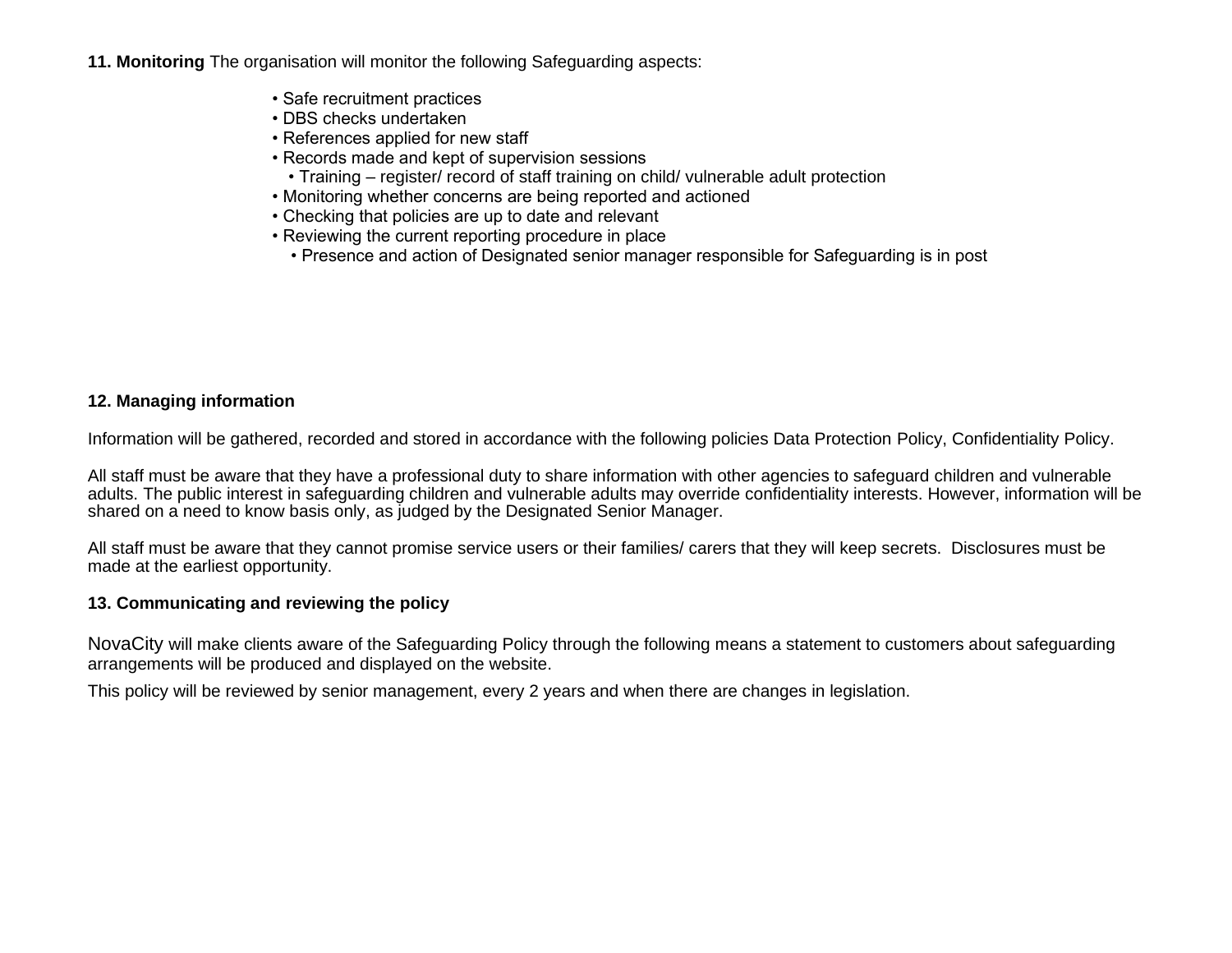**11. Monitoring** The organisation will monitor the following Safeguarding aspects:

- Safe recruitment practices
- DBS checks undertaken
- References applied for new staff
- Records made and kept of supervision sessions
- Training – register/ record of staff training on child/ vulnerable adult protection
- Monitoring whether concerns are being reported and actioned
- Checking that policies are up to date and relevant
- Reviewing the current reporting procedure in place
- Presence and action of Designated senior manager responsible for Safeguarding is in post

**12. Managing information**

Information will be gathered, recorded and stored in accordance with the following policies Data Protection Policy, Confidentiality Policy.

All staff must be aware that they have a professional duty to share information with other agencies to safeguard children and vulnerable adults. The public interest in safeguarding children and vulnerable adults may override confidentiality interests. However, information will be shared on a need to know basis only, as judged by the Designated Senior Manager.

All staff must be aware that they cannot promise service users or their families/ carers that they will keep secrets. Disclosures must be made at the earliest opportunity.

**13. Communicating and reviewing the policy**

NovaCity will make clients aware of the Safeguarding Policy through the following means a statement to customers about safeguarding arrangements will be produced and displayed on the website.

This policy will be reviewed by senior management, every 2 years and when there are changes in legislation.